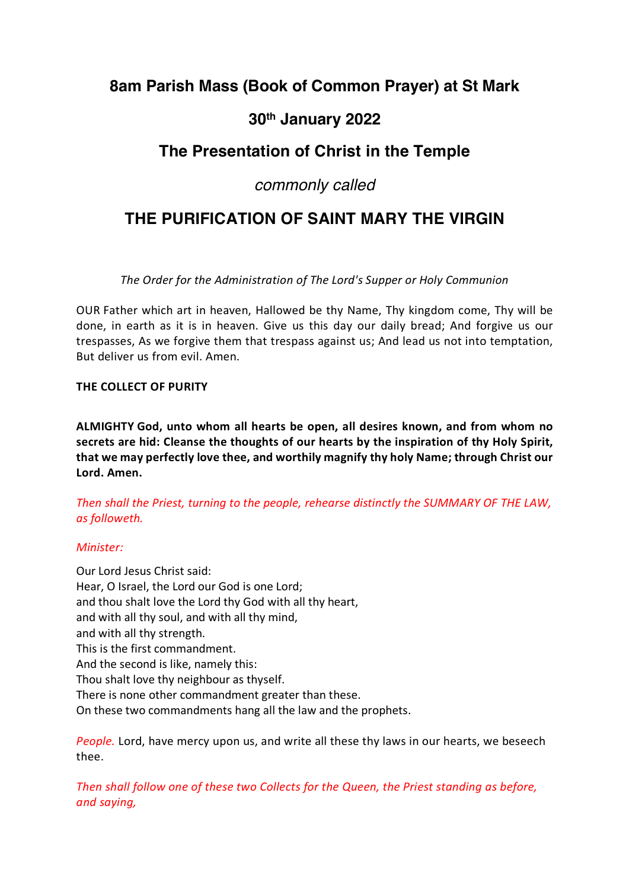# 8am Parish Mass (Book of Common Prayer) at St Mark

## 30th January 2022

## The Presentation of Christ in the Temple

*commonly called*

## THE PURIFICATION OF SAINT MARY THE VIRGIN

*The Order for the Administration of The Lord's Supper or Holy Communion*

OUR Father which art in heaven, Hallowed be thy Name, Thy kingdom come, Thy will be done, in earth as it is in heaven. Give us this day our daily bread; And forgive us our trespasses, As we forgive them that trespass against us; And lead us not into temptation, But deliver us from evil. Amen.

**THE COLLECT OF PURITY**

**ALMIGHTY God, unto whom all hearts be open, all desires known, and from whom no secrets are hid: Cleanse the thoughts of our hearts by the inspiration of thy Holy Spirit, that we may perfectly love thee, and worthily magnify thy holy Name; through Christ our Lord. Amen.**

*Then shall the Priest, turning to the people, rehearse distinctly the SUMMARY OF THE LAW, as followeth.*

*Minister:*

Our Lord Jesus Christ said:  
Hear, O Israel, the Lord our God is one Lord;  
and thou shalt love the Lord thy God with all thy heart,  
and with all thy soul, and with all thy mind,  
and with all thy strength.  
This is the first commandment.  
And the second is like, namely this:  
Thou shalt love thy neighbour as thyself.  
There is none other commandment greater than these.  
On these two commandments hang all the law and the prophets.

*People.* Lord, have mercy upon us, and write all these thy laws in our hearts, we beseech thee.

*Then shall follow one of these two Collects for the Queen, the Priest standing as before, and saying,*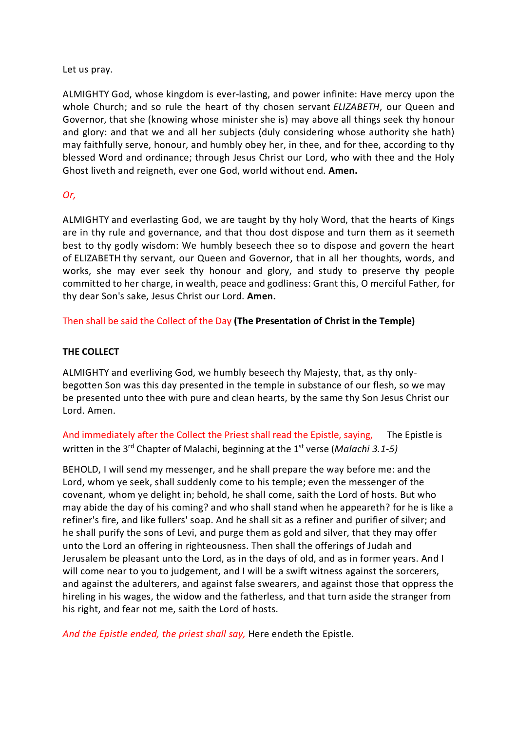Let us pray.

ALMIGHTY God, whose kingdom is ever-lasting, and power infinite: Have mercy upon the whole Church; and so rule the heart of thy chosen servant *ELIZABETH*, our Queen and Governor, that she (knowing whose minister she is) may above all things seek thy honour and glory: and that we and all her subjects (duly considering whose authority she hath) may faithfully serve, honour, and humbly obey her, in thee, and for thee, according to thy blessed Word and ordinance; through Jesus Christ our Lord, who with thee and the Holy Ghost liveth and reigneth, ever one God, world without end. **Amen.**

*Or,*

ALMIGHTY and everlasting God, we are taught by thy holy Word, that the hearts of Kings are in thy rule and governance, and that thou dost dispose and turn them as it seemeth best to thy godly wisdom: We humbly beseech thee so to dispose and govern the heart of ELIZABETH thy servant, our Queen and Governor, that in all her thoughts, words, and works, she may ever seek thy honour and glory, and study to preserve thy people committed to her charge, in wealth, peace and godliness: Grant this, O merciful Father, for thy dear Son's sake, Jesus Christ our Lord. **Amen.**

Then shall be said the Collect of the Day **(The Presentation of Christ in the Temple)**

**THE COLLECT**

ALMIGHTY and everliving God, we humbly beseech thy Majesty, that, as thy only-begotten Son was this day presented in the temple in substance of our flesh, so we may be presented unto thee with pure and clean hearts, by the same thy Son Jesus Christ our Lord. Amen.

And immediately after the Collect the Priest shall read the Epistle, saying, The Epistle is written in the 3rd Chapter of Malachi, beginning at the 1st verse (*Malachi 3.1-5)*

BEHOLD, I will send my messenger, and he shall prepare the way before me: and the Lord, whom ye seek, shall suddenly come to his temple; even the messenger of the covenant, whom ye delight in; behold, he shall come, saith the Lord of hosts. But who may abide the day of his coming? and who shall stand when he appeareth? for he is like a refiner's fire, and like fullers' soap. And he shall sit as a refiner and purifier of silver; and he shall purify the sons of Levi, and purge them as gold and silver, that they may offer unto the Lord an offering in righteousness. Then shall the offerings of Judah and Jerusalem be pleasant unto the Lord, as in the days of old, and as in former years. And I will come near to you to judgement, and I will be a swift witness against the sorcerers, and against the adulterers, and against false swearers, and against those that oppress the hireling in his wages, the widow and the fatherless, and that turn aside the stranger from his right, and fear not me, saith the Lord of hosts.

*And the Epistle ended, the priest shall say,* Here endeth the Epistle.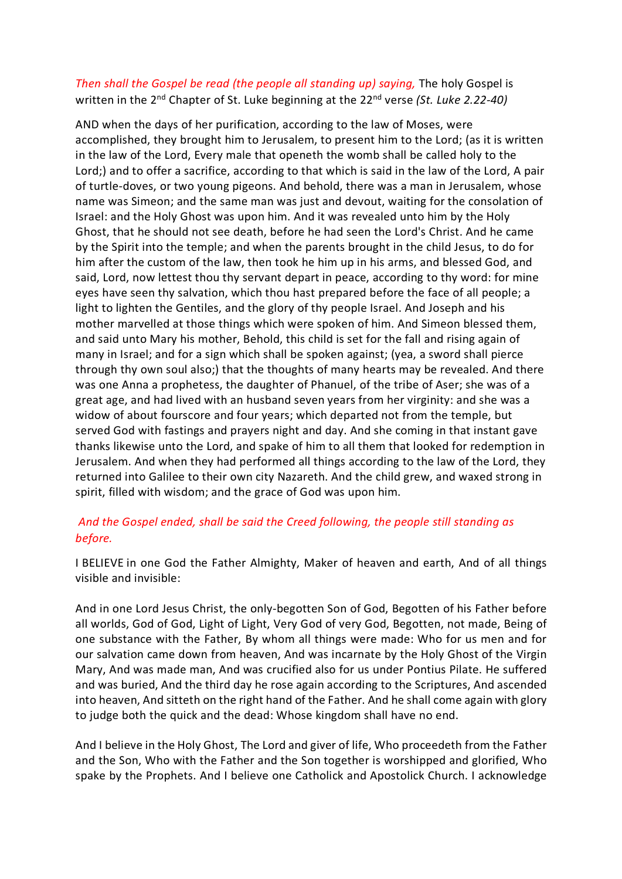*Then shall the Gospel be read (the people all standing up) saying,* The holy Gospel is written in the 2nd Chapter of St. Luke beginning at the 22nd verse *(St. Luke 2.22-40)*

AND when the days of her purification, according to the law of Moses, were accomplished, they brought him to Jerusalem, to present him to the Lord; (as it is written in the law of the Lord, Every male that openeth the womb shall be called holy to the Lord;) and to offer a sacrifice, according to that which is said in the law of the Lord, A pair of turtle-doves, or two young pigeons. And behold, there was a man in Jerusalem, whose name was Simeon; and the same man was just and devout, waiting for the consolation of Israel: and the Holy Ghost was upon him. And it was revealed unto him by the Holy Ghost, that he should not see death, before he had seen the Lord's Christ. And he came by the Spirit into the temple; and when the parents brought in the child Jesus, to do for him after the custom of the law, then took he him up in his arms, and blessed God, and said, Lord, now lettest thou thy servant depart in peace, according to thy word: for mine eyes have seen thy salvation, which thou hast prepared before the face of all people; a light to lighten the Gentiles, and the glory of thy people Israel. And Joseph and his mother marvelled at those things which were spoken of him. And Simeon blessed them, and said unto Mary his mother, Behold, this child is set for the fall and rising again of many in Israel; and for a sign which shall be spoken against; (yea, a sword shall pierce through thy own soul also;) that the thoughts of many hearts may be revealed. And there was one Anna a prophetess, the daughter of Phanuel, of the tribe of Aser; she was of a great age, and had lived with an husband seven years from her virginity: and she was a widow of about fourscore and four years; which departed not from the temple, but served God with fastings and prayers night and day. And she coming in that instant gave thanks likewise unto the Lord, and spake of him to all them that looked for redemption in Jerusalem. And when they had performed all things according to the law of the Lord, they returned into Galilee to their own city Nazareth. And the child grew, and waxed strong in spirit, filled with wisdom; and the grace of God was upon him.

*And the Gospel ended, shall be said the Creed following, the people still standing as before.*

I BELIEVE in one God the Father Almighty, Maker of heaven and earth, And of all things visible and invisible:

And in one Lord Jesus Christ, the only-begotten Son of God, Begotten of his Father before all worlds, God of God, Light of Light, Very God of very God, Begotten, not made, Being of one substance with the Father, By whom all things were made: Who for us men and for our salvation came down from heaven, And was incarnate by the Holy Ghost of the Virgin Mary, And was made man, And was crucified also for us under Pontius Pilate. He suffered and was buried, And the third day he rose again according to the Scriptures, And ascended into heaven, And sitteth on the right hand of the Father. And he shall come again with glory to judge both the quick and the dead: Whose kingdom shall have no end.

And I believe in the Holy Ghost, The Lord and giver of life, Who proceedeth from the Father and the Son, Who with the Father and the Son together is worshipped and glorified, Who spake by the Prophets. And I believe one Catholick and Apostolick Church. I acknowledge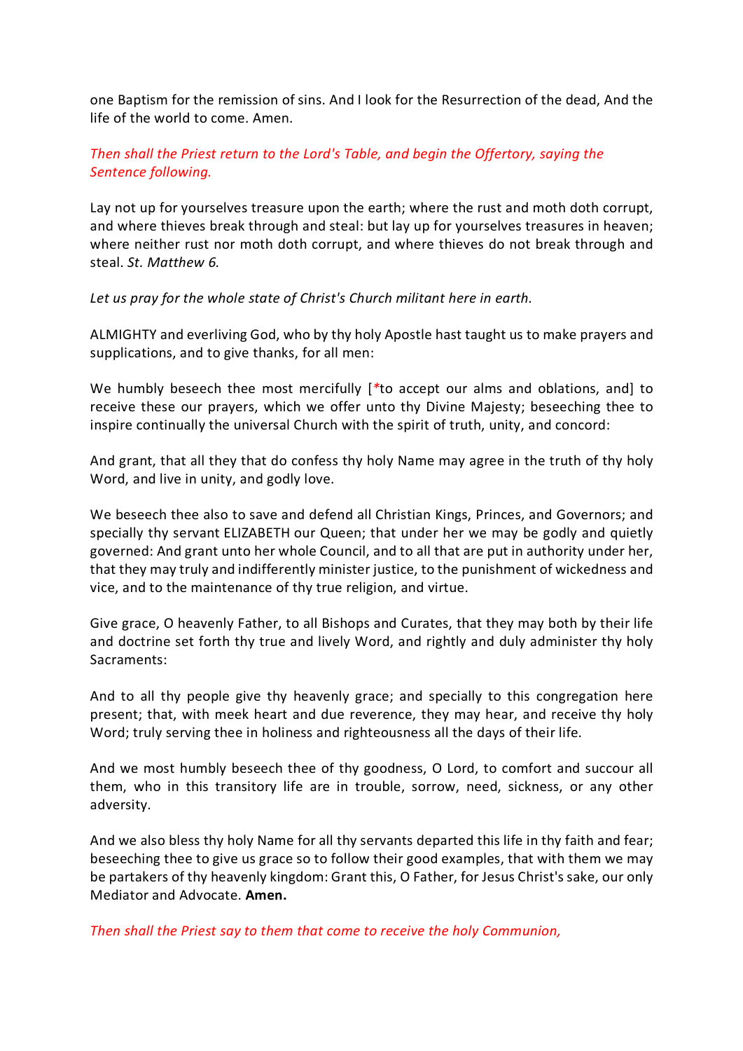one Baptism for the remission of sins. And I look for the Resurrection of the dead, And the life of the world to come. Amen.

*Then shall the Priest return to the Lord's Table, and begin the Offertory, saying the Sentence following.*

Lay not up for yourselves treasure upon the earth; where the rust and moth doth corrupt, and where thieves break through and steal: but lay up for yourselves treasures in heaven; where neither rust nor moth doth corrupt, and where thieves do not break through and steal. *St. Matthew 6.*

*Let us pray for the whole state of Christ's Church militant here in earth.*

ALMIGHTY and everliving God, who by thy holy Apostle hast taught us to make prayers and supplications, and to give thanks, for all men:

We humbly beseech thee most mercifully [*to accept our alms and oblations, and] to receive these our prayers, which we offer unto thy Divine Majesty; beseeching thee to inspire continually the universal Church with the spirit of truth, unity, and concord:

And grant, that all they that do confess thy holy Name may agree in the truth of thy holy Word, and live in unity, and godly love.

We beseech thee also to save and defend all Christian Kings, Princes, and Governors; and specially thy servant ELIZABETH our Queen; that under her we may be godly and quietly governed: And grant unto her whole Council, and to all that are put in authority under her, that they may truly and indifferently minister justice, to the punishment of wickedness and vice, and to the maintenance of thy true religion, and virtue.

Give grace, O heavenly Father, to all Bishops and Curates, that they may both by their life and doctrine set forth thy true and lively Word, and rightly and duly administer thy holy Sacraments:

And to all thy people give thy heavenly grace; and specially to this congregation here present; that, with meek heart and due reverence, they may hear, and receive thy holy Word; truly serving thee in holiness and righteousness all the days of their life.

And we most humbly beseech thee of thy goodness, O Lord, to comfort and succour all them, who in this transitory life are in trouble, sorrow, need, sickness, or any other adversity.

And we also bless thy holy Name for all thy servants departed this life in thy faith and fear; beseeching thee to give us grace so to follow their good examples, that with them we may be partakers of thy heavenly kingdom: Grant this, O Father, for Jesus Christ's sake, our only Mediator and Advocate. **Amen.**

*Then shall the Priest say to them that come to receive the holy Communion,*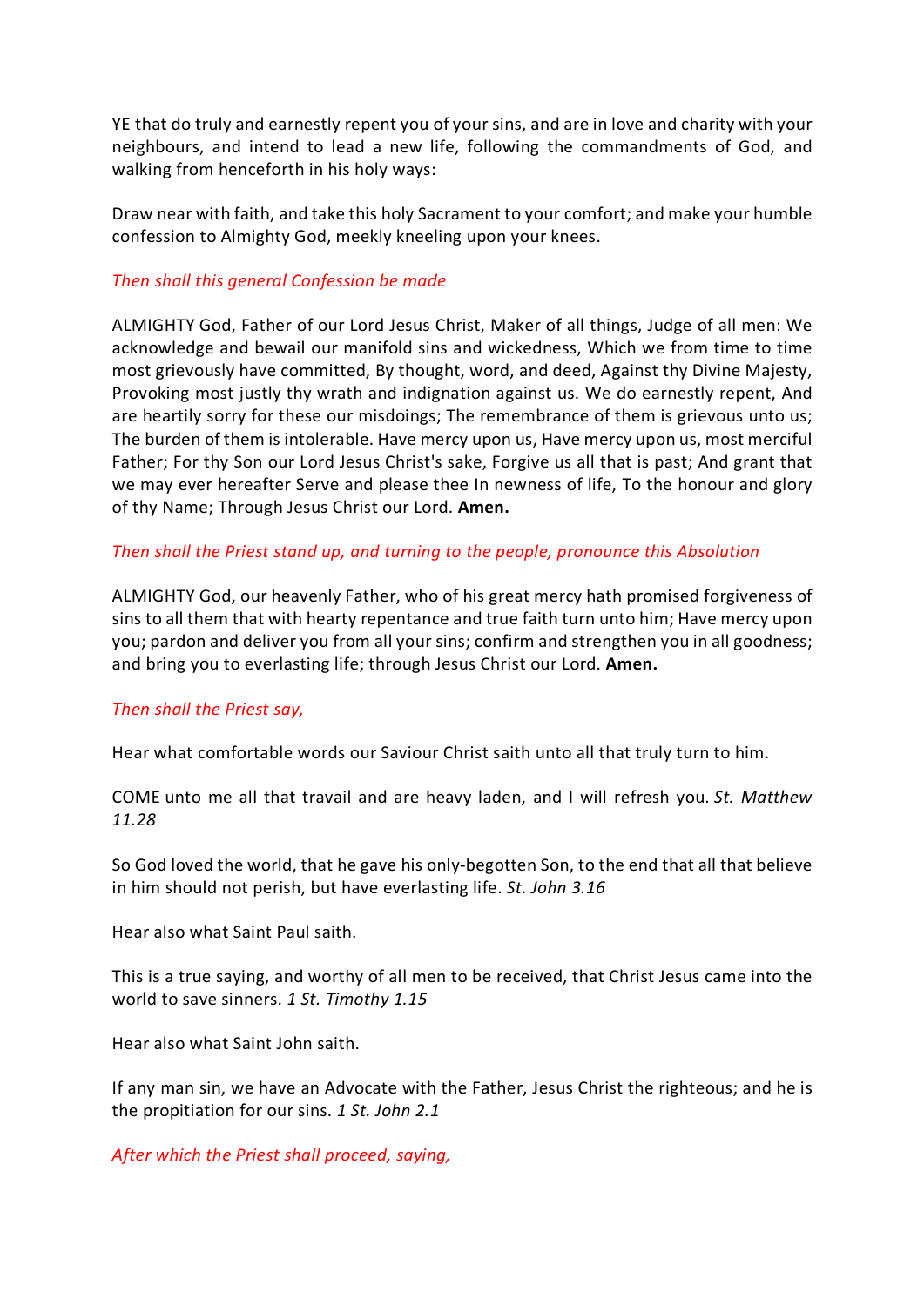YE that do truly and earnestly repent you of your sins, and are in love and charity with your neighbours, and intend to lead a new life, following the commandments of God, and walking from henceforth in his holy ways:

Draw near with faith, and take this holy Sacrament to your comfort; and make your humble confession to Almighty God, meekly kneeling upon your knees.

*Then shall this general Confession be made*

ALMIGHTY God, Father of our Lord Jesus Christ, Maker of all things, Judge of all men: We acknowledge and bewail our manifold sins and wickedness, Which we from time to time most grievously have committed, By thought, word, and deed, Against thy Divine Majesty, Provoking most justly thy wrath and indignation against us. We do earnestly repent, And are heartily sorry for these our misdoings; The remembrance of them is grievous unto us; The burden of them is intolerable. Have mercy upon us, Have mercy upon us, most merciful Father; For thy Son our Lord Jesus Christ's sake, Forgive us all that is past; And grant that we may ever hereafter Serve and please thee In newness of life, To the honour and glory of thy Name; Through Jesus Christ our Lord. **Amen.**

*Then shall the Priest stand up, and turning to the people, pronounce this Absolution*

ALMIGHTY God, our heavenly Father, who of his great mercy hath promised forgiveness of sins to all them that with hearty repentance and true faith turn unto him; Have mercy upon you; pardon and deliver you from all your sins; confirm and strengthen you in all goodness; and bring you to everlasting life; through Jesus Christ our Lord. **Amen.**

*Then shall the Priest say,*

Hear what comfortable words our Saviour Christ saith unto all that truly turn to him.

COME unto me all that travail and are heavy laden, and I will refresh you. *St. Matthew 11.28*

So God loved the world, that he gave his only-begotten Son, to the end that all that believe in him should not perish, but have everlasting life. *St. John 3.16*

Hear also what Saint Paul saith.

This is a true saying, and worthy of all men to be received, that Christ Jesus came into the world to save sinners. *1 St. Timothy 1.15*

Hear also what Saint John saith.

If any man sin, we have an Advocate with the Father, Jesus Christ the righteous; and he is the propitiation for our sins. *1 St. John 2.1*

*After which the Priest shall proceed, saying,*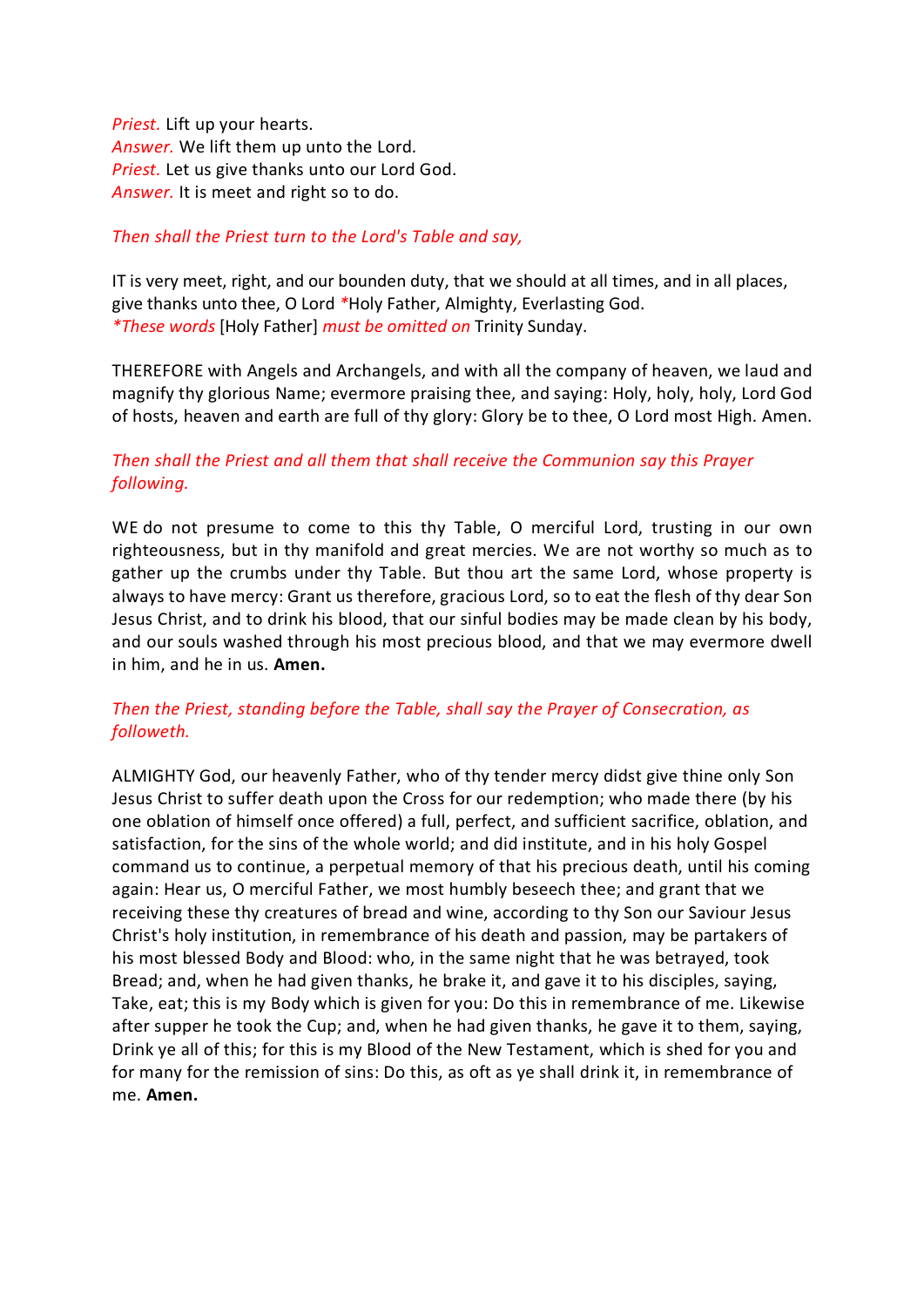*Priest.* Lift up your hearts.
*Answer.* We lift them up unto the Lord.
*Priest.* Let us give thanks unto our Lord God.
*Answer.* It is meet and right so to do.

*Then shall the Priest turn to the Lord's Table and say,*

IT is very meet, right, and our bounden duty, that we should at all times, and in all places, give thanks unto thee, O Lord *Holy Father, Almighty, Everlasting God.
*\*These words* [Holy Father] *must be omitted on* Trinity Sunday.

THEREFORE with Angels and Archangels, and with all the company of heaven, we laud and magnify thy glorious Name; evermore praising thee, and saying: Holy, holy, holy, Lord God of hosts, heaven and earth are full of thy glory: Glory be to thee, O Lord most High. Amen.

*Then shall the Priest and all them that shall receive the Communion say this Prayer following.*

WE do not presume to come to this thy Table, O merciful Lord, trusting in our own righteousness, but in thy manifold and great mercies. We are not worthy so much as to gather up the crumbs under thy Table. But thou art the same Lord, whose property is always to have mercy: Grant us therefore, gracious Lord, so to eat the flesh of thy dear Son Jesus Christ, and to drink his blood, that our sinful bodies may be made clean by his body, and our souls washed through his most precious blood, and that we may evermore dwell in him, and he in us. **Amen.**

*Then the Priest, standing before the Table, shall say the Prayer of Consecration, as followeth.*

ALMIGHTY God, our heavenly Father, who of thy tender mercy didst give thine only Son Jesus Christ to suffer death upon the Cross for our redemption; who made there (by his one oblation of himself once offered) a full, perfect, and sufficient sacrifice, oblation, and satisfaction, for the sins of the whole world; and did institute, and in his holy Gospel command us to continue, a perpetual memory of that his precious death, until his coming again: Hear us, O merciful Father, we most humbly beseech thee; and grant that we receiving these thy creatures of bread and wine, according to thy Son our Saviour Jesus Christ's holy institution, in remembrance of his death and passion, may be partakers of his most blessed Body and Blood: who, in the same night that he was betrayed, took Bread; and, when he had given thanks, he brake it, and gave it to his disciples, saying, Take, eat; this is my Body which is given for you: Do this in remembrance of me. Likewise after supper he took the Cup; and, when he had given thanks, he gave it to them, saying, Drink ye all of this; for this is my Blood of the New Testament, which is shed for you and for many for the remission of sins: Do this, as oft as ye shall drink it, in remembrance of me. **Amen.**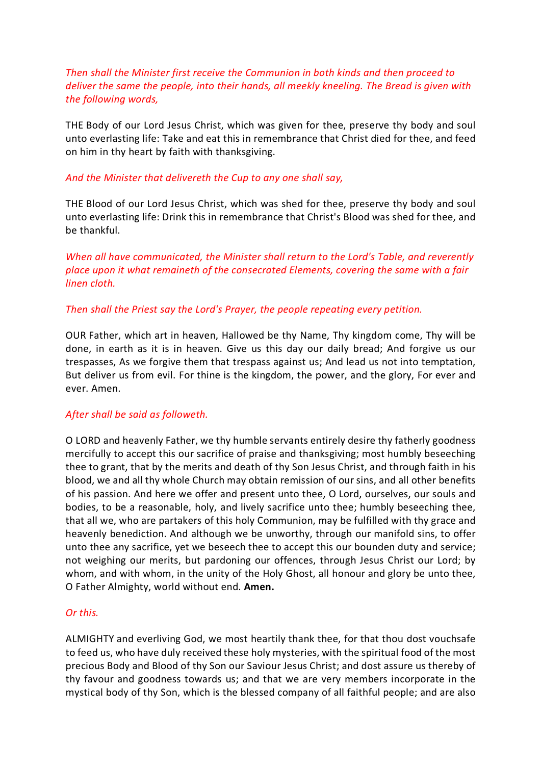*Then shall the Minister first receive the Communion in both kinds and then proceed to deliver the same the people, into their hands, all meekly kneeling. The Bread is given with the following words,*

THE Body of our Lord Jesus Christ, which was given for thee, preserve thy body and soul unto everlasting life: Take and eat this in remembrance that Christ died for thee, and feed on him in thy heart by faith with thanksgiving.

*And the Minister that delivereth the Cup to any one shall say,*

THE Blood of our Lord Jesus Christ, which was shed for thee, preserve thy body and soul unto everlasting life: Drink this in remembrance that Christ's Blood was shed for thee, and be thankful.

*When all have communicated, the Minister shall return to the Lord's Table, and reverently place upon it what remaineth of the consecrated Elements, covering the same with a fair linen cloth.*

*Then shall the Priest say the Lord's Prayer, the people repeating every petition.*

OUR Father, which art in heaven, Hallowed be thy Name, Thy kingdom come, Thy will be done, in earth as it is in heaven. Give us this day our daily bread; And forgive us our trespasses, As we forgive them that trespass against us; And lead us not into temptation, But deliver us from evil. For thine is the kingdom, the power, and the glory, For ever and ever. Amen.

*After shall be said as followeth.*

O LORD and heavenly Father, we thy humble servants entirely desire thy fatherly goodness mercifully to accept this our sacrifice of praise and thanksgiving; most humbly beseeching thee to grant, that by the merits and death of thy Son Jesus Christ, and through faith in his blood, we and all thy whole Church may obtain remission of our sins, and all other benefits of his passion. And here we offer and present unto thee, O Lord, ourselves, our souls and bodies, to be a reasonable, holy, and lively sacrifice unto thee; humbly beseeching thee, that all we, who are partakers of this holy Communion, may be fulfilled with thy grace and heavenly benediction. And although we be unworthy, through our manifold sins, to offer unto thee any sacrifice, yet we beseech thee to accept this our bounden duty and service; not weighing our merits, but pardoning our offences, through Jesus Christ our Lord; by whom, and with whom, in the unity of the Holy Ghost, all honour and glory be unto thee, O Father Almighty, world without end. **Amen.**

*Or this.*

ALMIGHTY and everliving God, we most heartily thank thee, for that thou dost vouchsafe to feed us, who have duly received these holy mysteries, with the spiritual food of the most precious Body and Blood of thy Son our Saviour Jesus Christ; and dost assure us thereby of thy favour and goodness towards us; and that we are very members incorporate in the mystical body of thy Son, which is the blessed company of all faithful people; and are also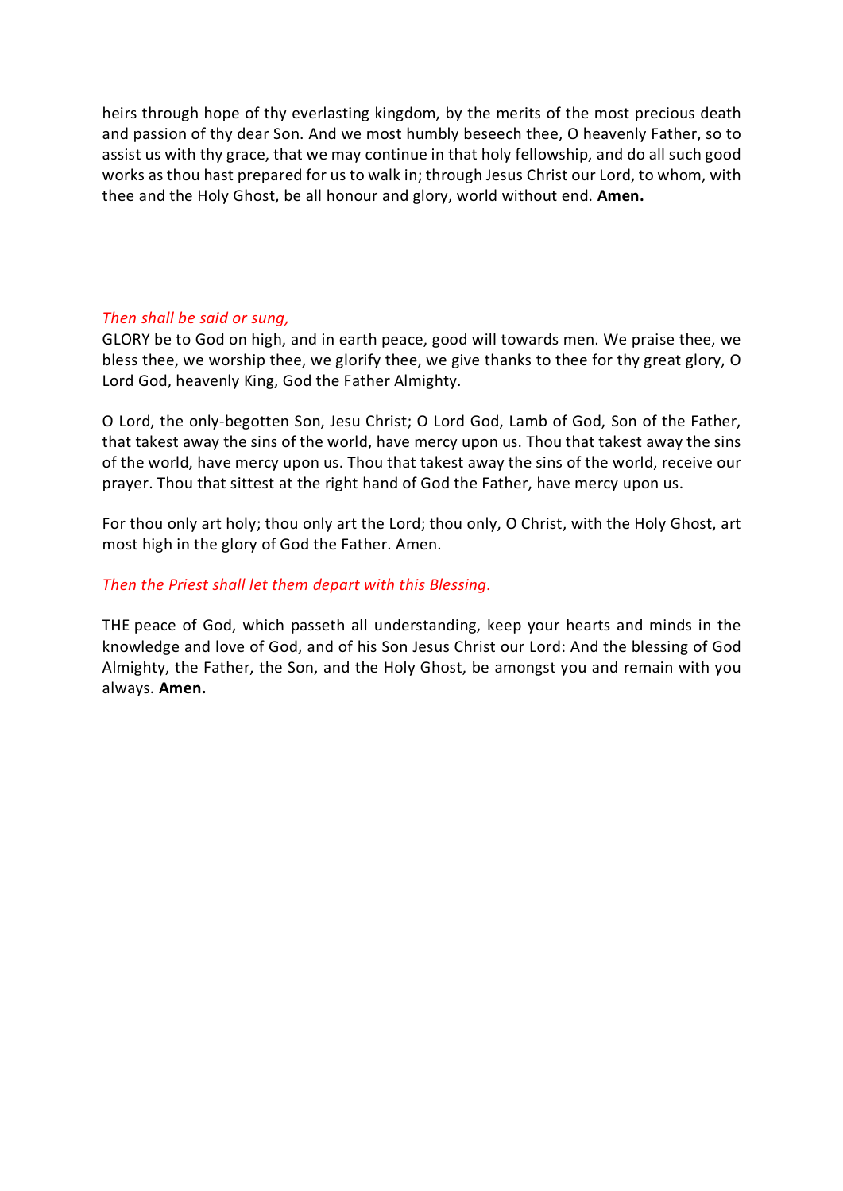heirs through hope of thy everlasting kingdom, by the merits of the most precious death and passion of thy dear Son. And we most humbly beseech thee, O heavenly Father, so to assist us with thy grace, that we may continue in that holy fellowship, and do all such good works as thou hast prepared for us to walk in; through Jesus Christ our Lord, to whom, with thee and the Holy Ghost, be all honour and glory, world without end. **Amen.**

*Then shall be said or sung,*

GLORY be to God on high, and in earth peace, good will towards men. We praise thee, we bless thee, we worship thee, we glorify thee, we give thanks to thee for thy great glory, O Lord God, heavenly King, God the Father Almighty.

O Lord, the only-begotten Son, Jesu Christ; O Lord God, Lamb of God, Son of the Father, that takest away the sins of the world, have mercy upon us. Thou that takest away the sins of the world, have mercy upon us. Thou that takest away the sins of the world, receive our prayer. Thou that sittest at the right hand of God the Father, have mercy upon us.

For thou only art holy; thou only art the Lord; thou only, O Christ, with the Holy Ghost, art most high in the glory of God the Father. Amen.

*Then the Priest shall let them depart with this Blessing.*

THE peace of God, which passeth all understanding, keep your hearts and minds in the knowledge and love of God, and of his Son Jesus Christ our Lord: And the blessing of God Almighty, the Father, the Son, and the Holy Ghost, be amongst you and remain with you always. **Amen.**